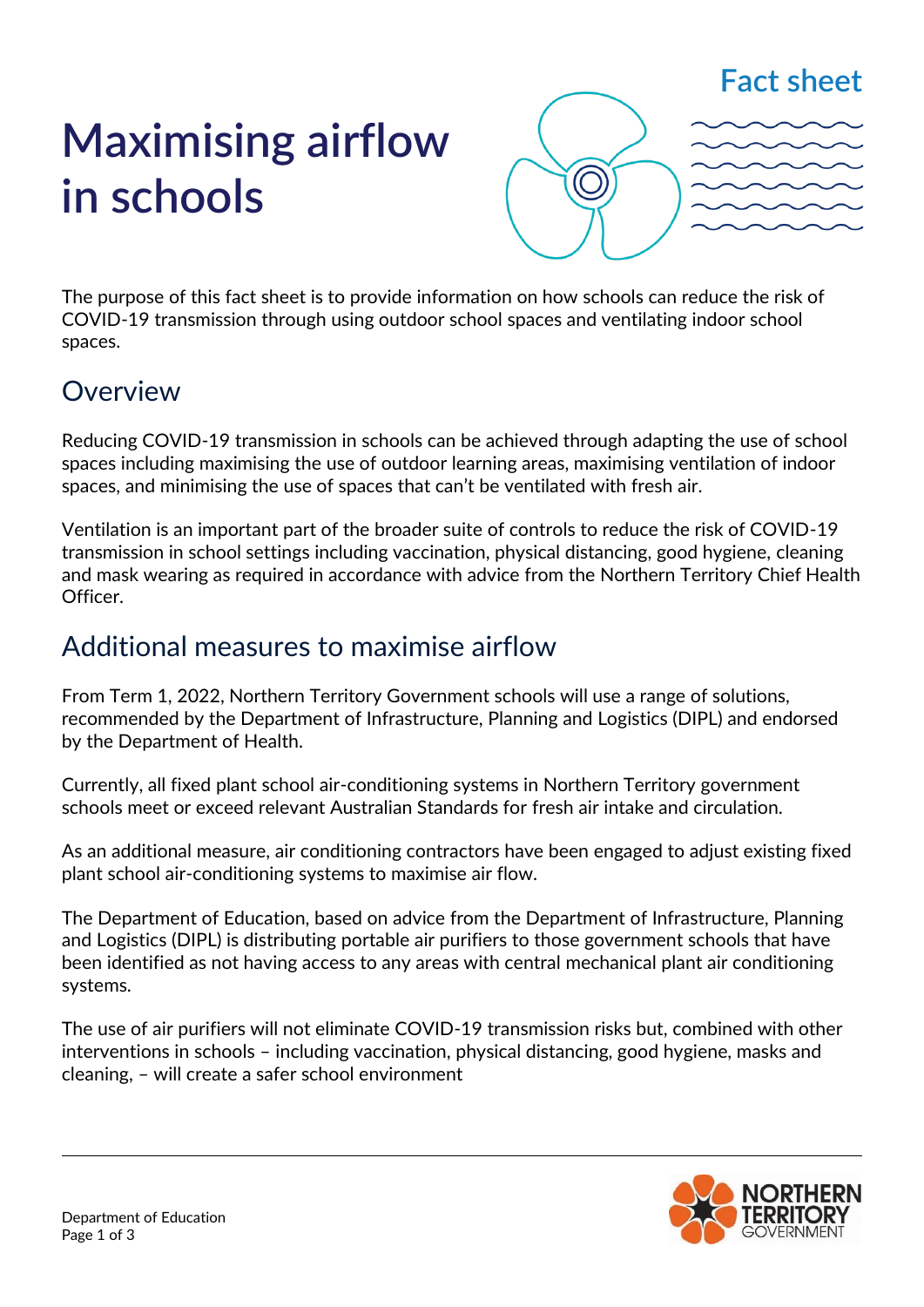Fact sheet

# Maximising airflow in schools

The purpose of this fact sheet is to provide information on how schools can reduce the risk of COVID-19 transmission through using outdoor school spaces and ventilating indoor school spaces.

## Overview

Reducing COVID-19 transmission in schools can be achieved through adapting the use of school spaces including maximising the use of outdoor learning areas, maximising ventilation of indoor spaces, and minimising the use of spaces that can't be ventilated with fresh air.

Ventilation is an important part of the broader suite of controls to reduce the risk of COVID-19 transmission in school settings including vaccination, physical distancing, good hygiene, cleaning and mask wearing as required in accordance with advice from the Northern Territory Chief Health Officer.

## Additional measures to maximise airflow

From Term 1, 2022, Northern Territory Government schools will use a range of solutions, recommended by the Department of Infrastructure, Planning and Logistics (DIPL) and endorsed by the Department of Health.

Currently, all fixed plant school air-conditioning systems in Northern Territory government schools meet or exceed relevant Australian Standards for fresh air intake and circulation.

As an additional measure, air conditioning contractors have been engaged to adjust existing fixed plant school air-conditioning systems to maximise air flow.

The Department of Education, based on advice from the Department of Infrastructure, Planning and Logistics (DIPL) is distributing portable air purifiers to those government schools that have been identified as not having access to any areas with central mechanical plant air conditioning systems.

The use of air purifiers will not eliminate COVID-19 transmission risks but, combined with other interventions in schools – including vaccination, physical distancing, good hygiene, masks and cleaning, – will create a safer school environment

Department of Education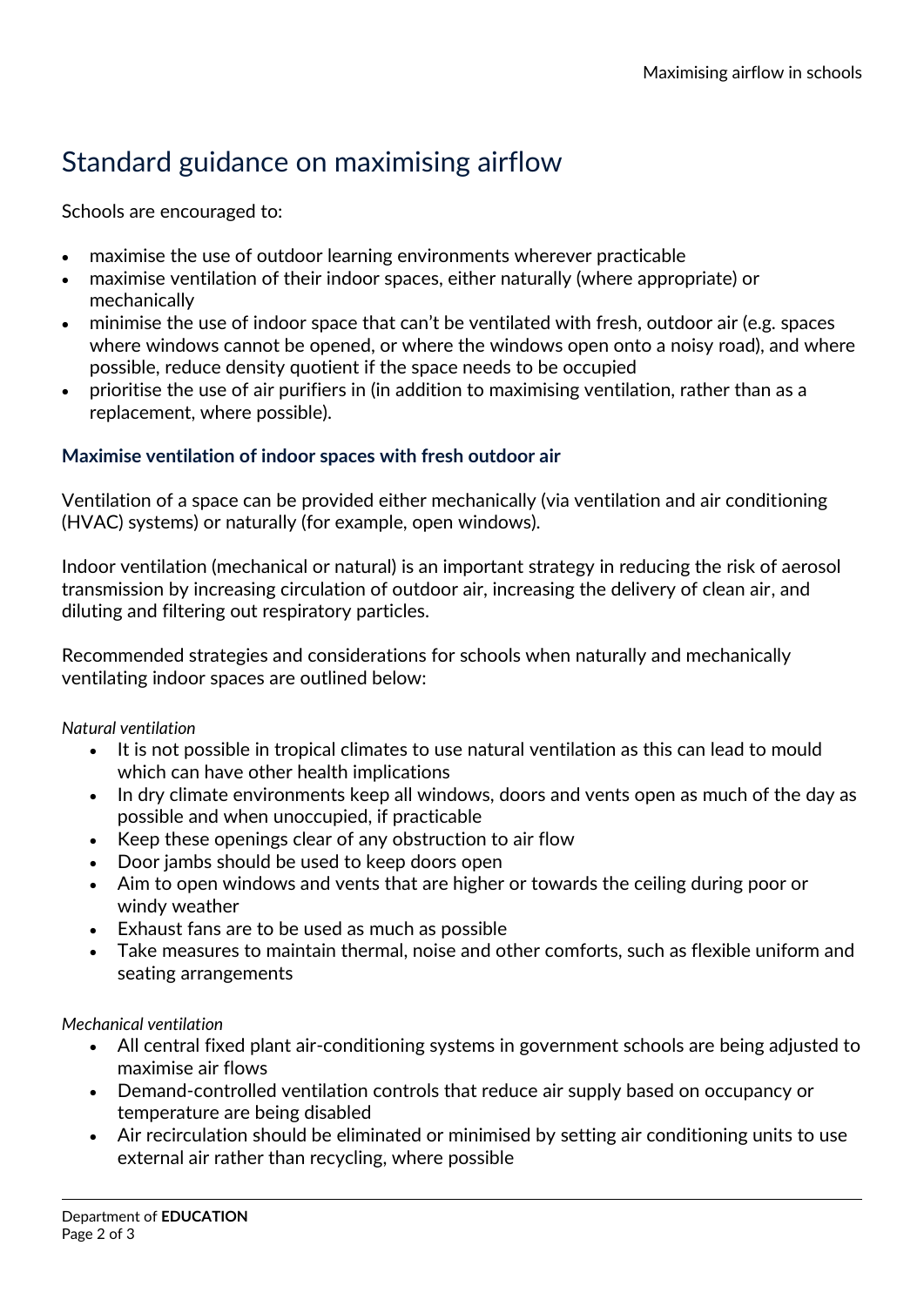# Standard guidance on maximising airflow

Schools are encouraged to:

- maximise the use of outdoor learning environments wherever practicable
- maximise ventilation of their indoor spaces, either naturally (where appropriate) or mechanically
- minimise the use of indoor space that can't be ventilated with fresh, outdoor air (e.g. spaces where windows cannot be opened, or where the windows open onto a noisy road), and where possible, reduce density quotient if the space needs to be occupied
- prioritise the use of air purifiers in (in addition to maximising ventilation, rather than as a replacement, where possible).

### Maximise ventilation of indoor spaces with fresh outdoor air

Ventilation of a space can be provided either mechanically (via ventilation and air conditioning (HVAC) systems) or naturally (for example, open windows).

Indoor ventilation (mechanical or natural) is an important strategy in reducing the risk of aerosol transmission by increasing circulation of outdoor air, increasing the delivery of clean air, and diluting and filtering out respiratory particles.

Recommended strategies and considerations for schools when naturally and mechanically ventilating indoor spaces are outlined below:

*Natural ventilation*

- It is not possible in tropical climates to use natural ventilation as this can lead to mould which can have other health implications
- In dry climate environments keep all windows, doors and vents open as much of the day as possible and when unoccupied, if practicable
- Keep these openings clear of any obstruction to air flow
- Door jambs should be used to keep doors open
- Aim to open windows and vents that are higher or towards the ceiling during poor or windy weather
- Exhaust fans are to be used as much as possible
- Take measures to maintain thermal, noise and other comforts, such as flexible uniform and seating arrangements

*Mechanical ventilation*

- All central fixed plant air-conditioning systems in government schools are being adjusted to maximise air flows
- Demand-controlled ventilation controls that reduce air supply based on occupancy or temperature are being disabled
- Air recirculation should be eliminated or minimised by setting air conditioning units to use external air rather than recycling, where possible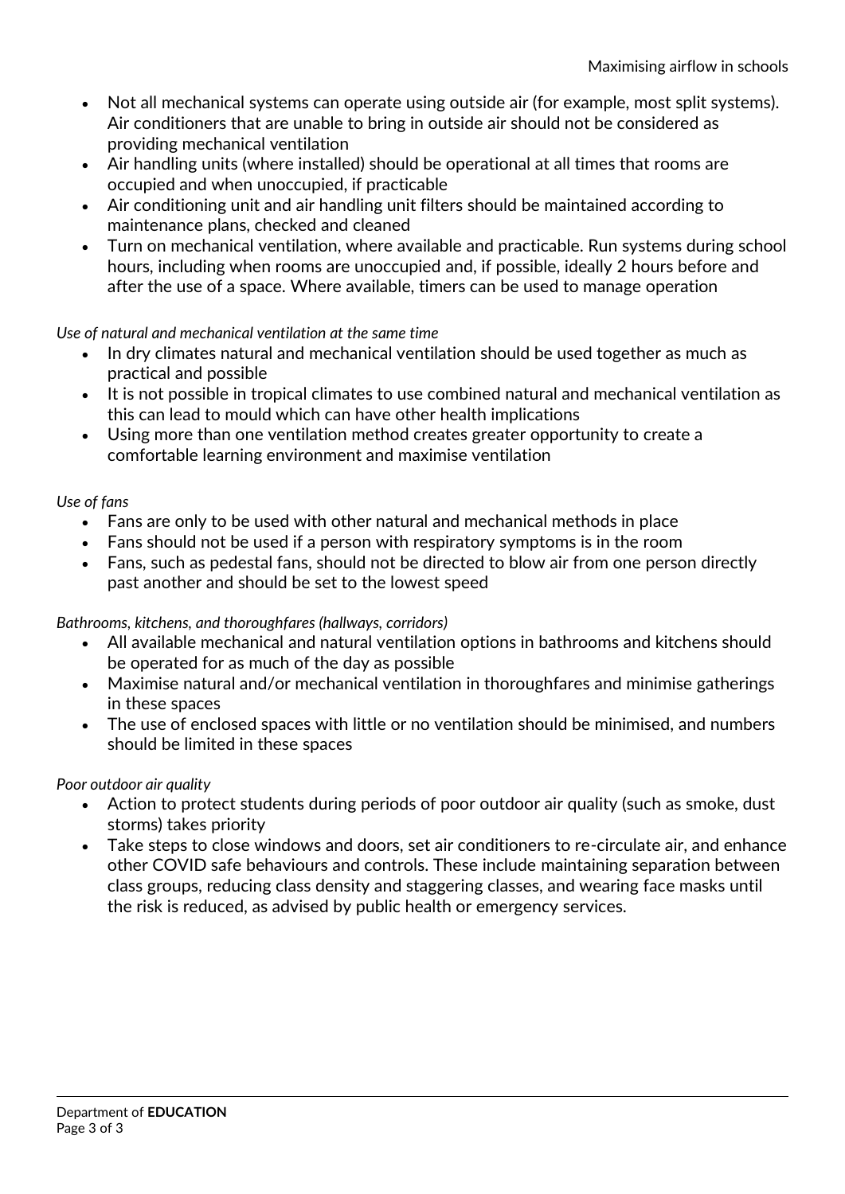- Not all mechanical systems can operate using outside air (for example, most split systems). Air conditioners that are unable to bring in outside air should not be considered as providing mechanical ventilation
- Air handling units (where installed) should be operational at all times that rooms are occupied and when unoccupied, if practicable
- Air conditioning unit and air handling unit filters should be maintained according to maintenance plans, checked and cleaned
- Turn on mechanical ventilation, where available and practicable. Run systems during school hours, including when rooms are unoccupied and, if possible, ideally 2 hours before and after the use of a space. Where available, timers can be used to manage operation

*Use of natural and mechanical ventilation at the same time*

- In dry climates natural and mechanical ventilation should be used together as much as practical and possible
- It is not possible in tropical climates to use combined natural and mechanical ventilation as this can lead to mould which can have other health implications
- Using more than one ventilation method creates greater opportunity to create a comfortable learning environment and maximise ventilation

*Use of fans*

- Fans are only to be used with other natural and mechanical methods in place
- Fans should not be used if a person with respiratory symptoms is in the room
- Fans, such as pedestal fans, should not be directed to blow air from one person directly past another and should be set to the lowest speed

*Bathrooms, kitchens, and thoroughfares (hallways, corridors)*

- All available mechanical and natural ventilation options in bathrooms and kitchens should be operated for as much of the day as possible
- Maximise natural and/or mechanical ventilation in thoroughfares and minimise gatherings in these spaces
- The use of enclosed spaces with little or no ventilation should be minimised, and numbers should be limited in these spaces

*Poor outdoor air quality*

- Action to protect students during periods of poor outdoor air quality (such as smoke, dust storms) takes priority
- Take steps to close windows and doors, set air conditioners to re-circulate air, and enhance other COVID safe behaviours and controls. These include maintaining separation between class groups, reducing class density and staggering classes, and wearing face masks until the risk is reduced, as advised by public health or emergency services.